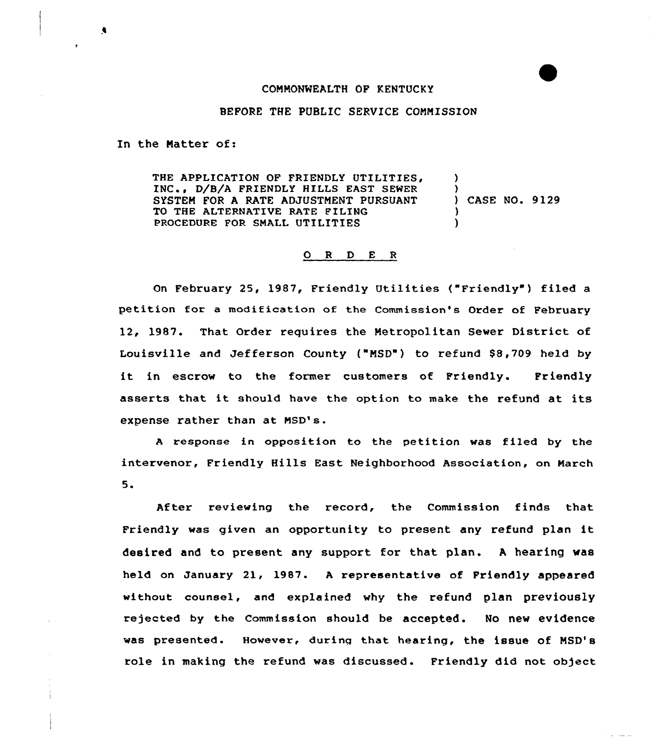COMMONWEALTH OF KENTUCKY

BEFORE THE PUBLIC SERVICE COMMISSION

In the Matter of:

| | |
|---|---|
| THE APPLICATION OF FRIENDLY UTILITIES, INC., D/B/A FRIENDLY HILLS EAST SEWER SYSTEM FOR A RATE ADJUSTMENT PURSUANT TO THE ALTERNATIVE RATE FILING PROCEDURE FOR SMALL UTILITIES | ) CASE NO. 9129 |

# O R D E R

On February 25, 1987, Friendly Utilities ("Friendly") filed a petition for a modification of the Commission's Order of February 12, 1987. That Order requires the Metropolitan Sewer District of Louisville and Jefferson County ("MSD") to refund $8,709 held by it in escrow to the former customers of Friendly. Friendly asserts that it should have the option to make the refund at its expense rather than at MSD's.

A response in opposition to the petition was filed by the intervenor, Friendly Hills East Neighborhood Association, on March 5.

After reviewing the record, the Commission finds that Friendly was given an opportunity to present any refund plan it desired and to present any support for that plan. A hearing was held on January 21, 1987. A representative of Friendly appeared without counsel, and explained why the refund plan previously rejected by the Commission should be accepted. No new evidence was presented. However, during that hearing, the issue of MSD's role in making the refund was discussed. Friendly did not object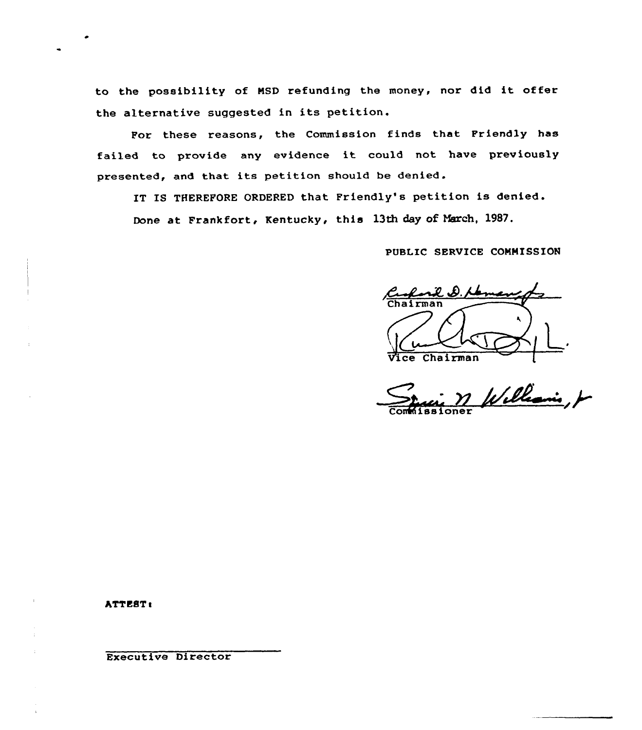to the possibility of MSD refunding the money, nor did it offer the alternative suggested in its petition.

For these reasons, the Commission finds that Friendly has failed to provide any evidence it could not have previously presented, and that its petition should be denied.

IT IS THEREFORE ORDERED that Friendly's petition is denied.

Done at Frankfort, Kentucky, this 13th day of March, 1987.

PUBLIC SERVICE COMMISSION

Chairman

Vice Chairman

Commissioner

ATTEST:

Executive Director